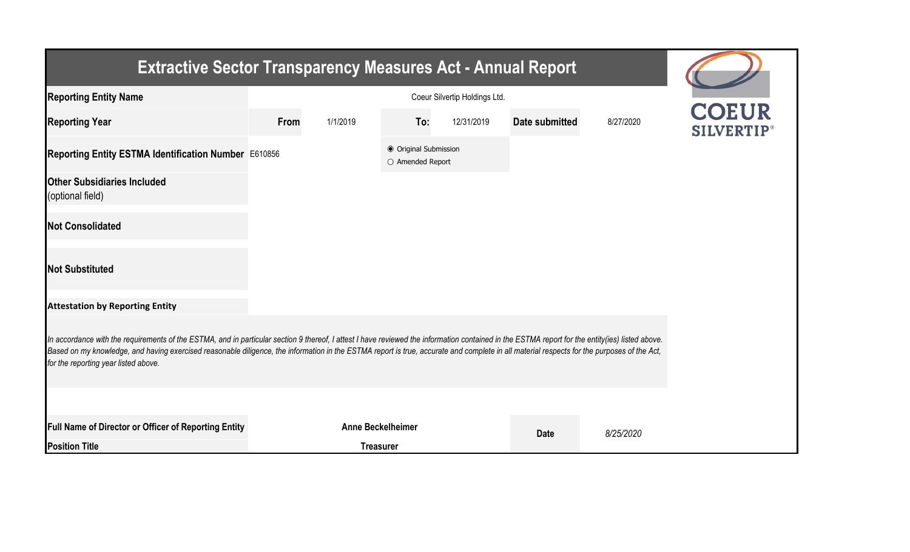# Extractive Sector Transparency Measures Act - Annual Report

COEUR SILVERTIP®

| Reporting Entity Name | Coeur Silvertip Holdings Ltd. | | | | |
|---|---|---|---|---|---|
| **Reporting Year** | **From** 1/1/2019 | **To:** 12/31/2019 | **Date submitted** | 8/27/2020 | |
| **Reporting Entity ESTMA Identification Number** | E610856 | ◉ Original Submission<br>○ Amended Report | | | |
| **Other Subsidiaries Included** (optional field) | | | | | |
| **Not Consolidated** | | | | | |
| **Not Substituted** | | | | | |

**Attestation by Reporting Entity**

*In accordance with the requirements of the ESTMA, and in particular section 9 thereof, I attest I have reviewed the information contained in the ESTMA report for the entity(ies) listed above. Based on my knowledge, and having exercised reasonable diligence, the information in the ESTMA report is true, accurate and complete in all material respects for the purposes of the Act, for the reporting year listed above.*

| Full Name of Director or Officer of Reporting Entity | Anne Beckelheimer | Date | *8/25/2020* |
|---|---|---|---|
| **Position Title** | **Treasurer** | | |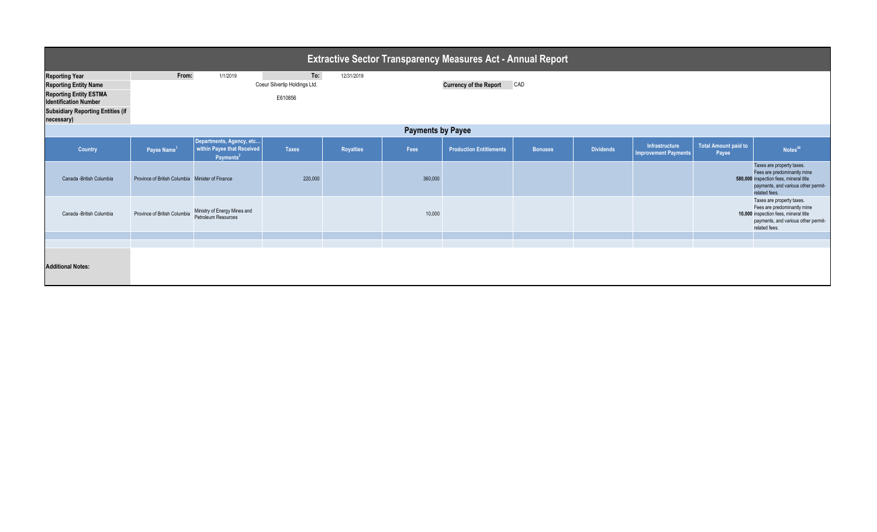# Extractive Sector Transparency Measures Act - Annual Report

| | | | | |
|---|---|---|---|---|
| **Reporting Year** | **From:** | 1/1/2019 | **To:** | 12/31/2019 |
| **Reporting Entity Name** | Coeur Silvertip Holdings Ltd. | | **Currency of the Report** | CAD |
| **Reporting Entity ESTMA Identification Number** | E610856 | | | |
| **Subsidiary Reporting Entities (if necessary)** | | | | |

## Payments by Payee

| Country | Payee Name[1] | Departments, Agency, etc... within Payee that Received Payments[2] | Taxes | Royalties | Fees | Production Entitlements | Bonuses | Dividends | Infrastructure Improvement Payments | Total Amount paid to Payee | Notes[34] |
|---|---|---|---|---|---|---|---|---|---|---|---|
| Canada -British Columbia | Province of British Columbia | Minister of Finance | 220,000 | | 360,000 | | | | | 580,000 | Taxes are property taxes. Fees are predominantly mine inspection fees, mineral title payments, and various other permit-related fees. |
| Canada -British Columbia | Province of British Columbia | Ministry of Energy Mines and Petroleum Resources | | | 10,000 | | | | | 10,000 | Taxes are property taxes. Fees are predominantly mine inspection fees, mineral title payments, and various other permit-related fees. |
| | | | | | | | | | | | |
| | | | | | | | | | | | |

**Additional Notes:**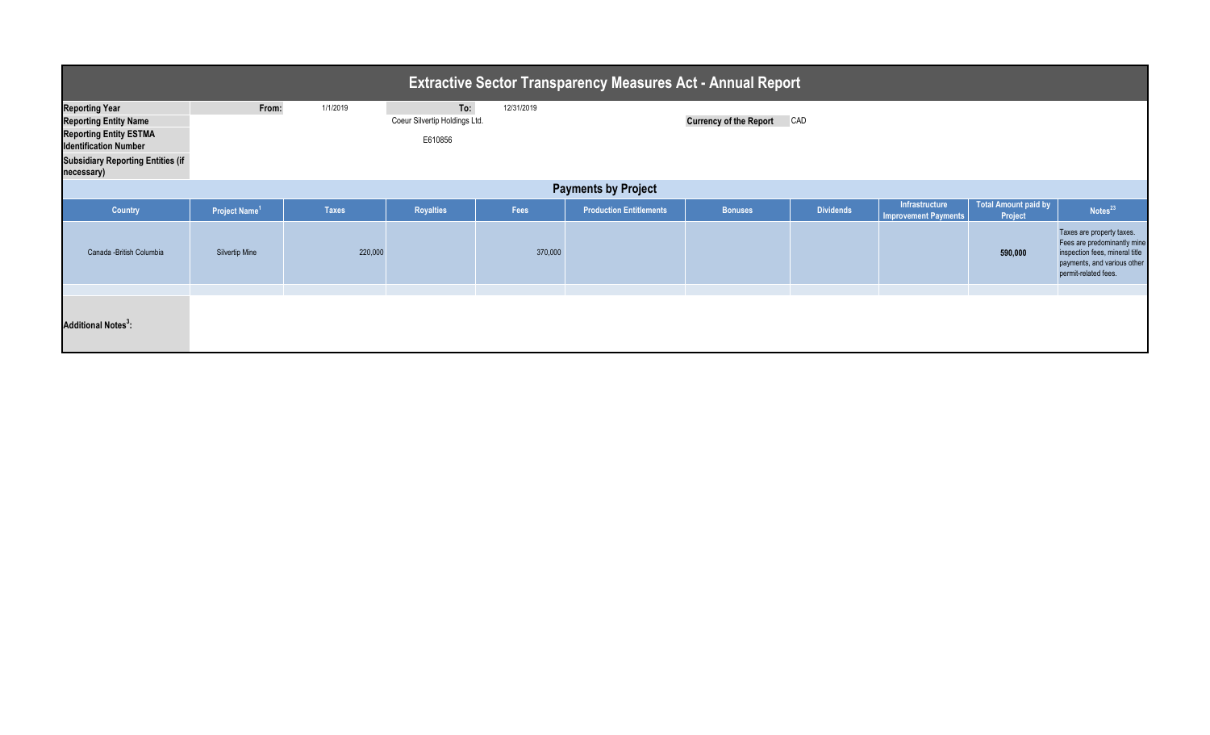# Extractive Sector Transparency Measures Act - Annual Report

| | | | | | |
|---|---|---|---|---|---|
| **Reporting Year** | **From:** | 1/1/2019 | **To:** | 12/31/2019 | |
| **Reporting Entity Name** | | Coeur Silvertip Holdings Ltd. | | **Currency of the Report** | CAD |
| **Reporting Entity ESTMA Identification Number** | | E610856 | | | |
| **Subsidiary Reporting Entities (if necessary)** | | | | | |

## Payments by Project

| Country | Project Name[1] | Taxes | Royalties | Fees | Production Entitlements | Bonuses | Dividends | Infrastructure Improvement Payments | Total Amount paid by Project | Notes[23] |
|---|---|---|---|---|---|---|---|---|---|---|
| Canada -British Columbia | Silvertip Mine | 220,000 | | 370,000 | | | | | **590,000** | Taxes are property taxes. Fees are predominantly mine inspection fees, mineral title payments, and various other permit-related fees. |
| | | | | | | | | | | |

**Additional Notes[3]:**